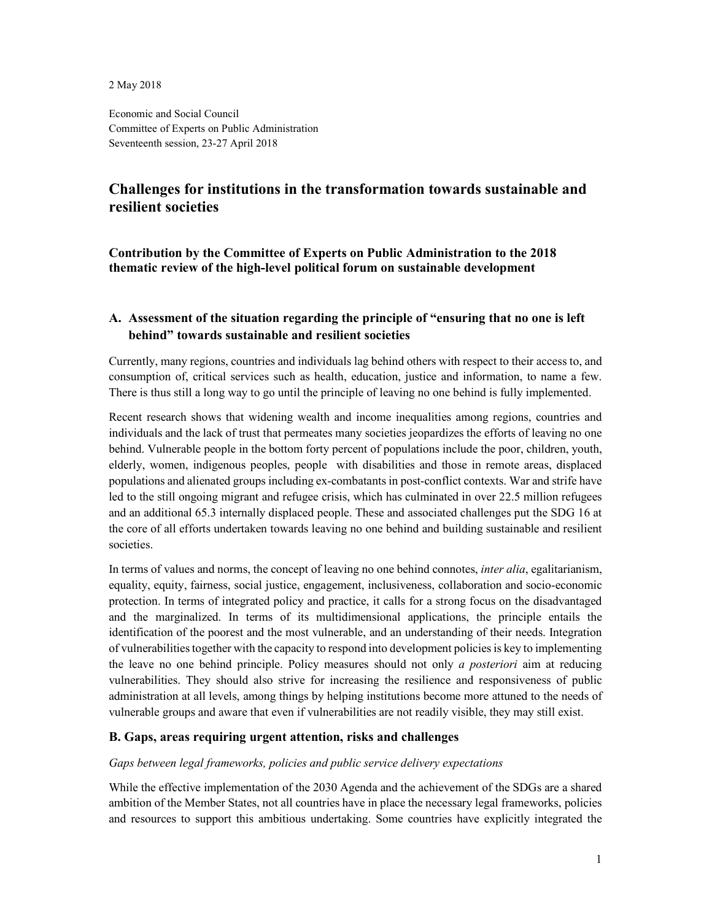2 May 2018

Economic and Social Council
Committee of Experts on Public Administration
Seventeenth session, 23-27 April 2018

# Challenges for institutions in the transformation towards sustainable and resilient societies

### Contribution by the Committee of Experts on Public Administration to the 2018 thematic review of the high-level political forum on sustainable development

## A. Assessment of the situation regarding the principle of "ensuring that no one is left behind" towards sustainable and resilient societies

Currently, many regions, countries and individuals lag behind others with respect to their access to, and consumption of, critical services such as health, education, justice and information, to name a few. There is thus still a long way to go until the principle of leaving no one behind is fully implemented.

Recent research shows that widening wealth and income inequalities among regions, countries and individuals and the lack of trust that permeates many societies jeopardizes the efforts of leaving no one behind. Vulnerable people in the bottom forty percent of populations include the poor, children, youth, elderly, women, indigenous peoples, people with disabilities and those in remote areas, displaced populations and alienated groups including ex-combatants in post-conflict contexts. War and strife have led to the still ongoing migrant and refugee crisis, which has culminated in over 22.5 million refugees and an additional 65.3 internally displaced people. These and associated challenges put the SDG 16 at the core of all efforts undertaken towards leaving no one behind and building sustainable and resilient societies.

In terms of values and norms, the concept of leaving no one behind connotes, *inter alia*, egalitarianism, equality, equity, fairness, social justice, engagement, inclusiveness, collaboration and socio-economic protection. In terms of integrated policy and practice, it calls for a strong focus on the disadvantaged and the marginalized. In terms of its multidimensional applications, the principle entails the identification of the poorest and the most vulnerable, and an understanding of their needs. Integration of vulnerabilities together with the capacity to respond into development policies is key to implementing the leave no one behind principle. Policy measures should not only *a posteriori* aim at reducing vulnerabilities. They should also strive for increasing the resilience and responsiveness of public administration at all levels, among things by helping institutions become more attuned to the needs of vulnerable groups and aware that even if vulnerabilities are not readily visible, they may still exist.

## B. Gaps, areas requiring urgent attention, risks and challenges

*Gaps between legal frameworks, policies and public service delivery expectations*

While the effective implementation of the 2030 Agenda and the achievement of the SDGs are a shared ambition of the Member States, not all countries have in place the necessary legal frameworks, policies and resources to support this ambitious undertaking. Some countries have explicitly integrated the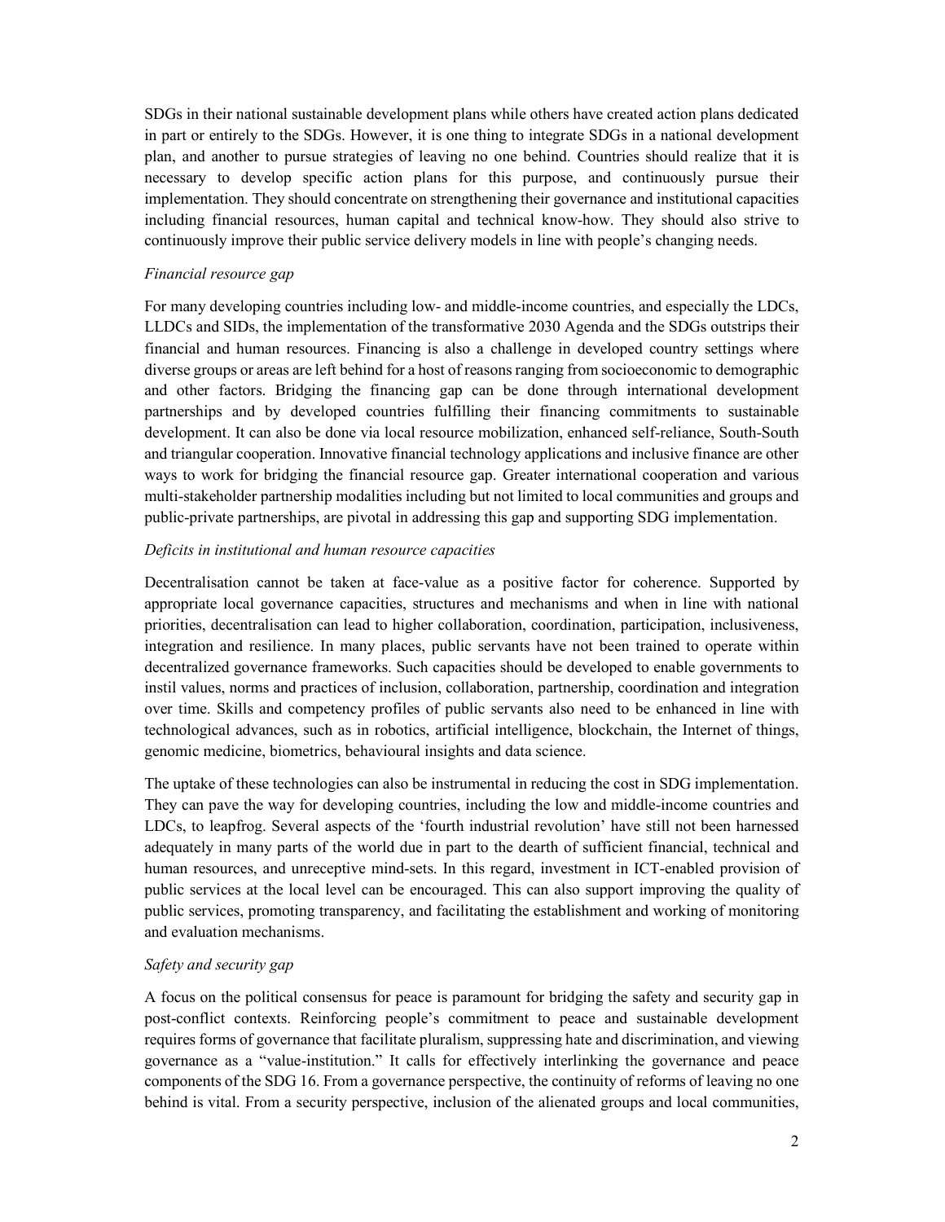SDGs in their national sustainable development plans while others have created action plans dedicated in part or entirely to the SDGs. However, it is one thing to integrate SDGs in a national development plan, and another to pursue strategies of leaving no one behind. Countries should realize that it is necessary to develop specific action plans for this purpose, and continuously pursue their implementation. They should concentrate on strengthening their governance and institutional capacities including financial resources, human capital and technical know-how. They should also strive to continuously improve their public service delivery models in line with people's changing needs.

*Financial resource gap*

For many developing countries including low- and middle-income countries, and especially the LDCs, LLDCs and SIDs, the implementation of the transformative 2030 Agenda and the SDGs outstrips their financial and human resources. Financing is also a challenge in developed country settings where diverse groups or areas are left behind for a host of reasons ranging from socioeconomic to demographic and other factors. Bridging the financing gap can be done through international development partnerships and by developed countries fulfilling their financing commitments to sustainable development. It can also be done via local resource mobilization, enhanced self-reliance, South-South and triangular cooperation. Innovative financial technology applications and inclusive finance are other ways to work for bridging the financial resource gap. Greater international cooperation and various multi-stakeholder partnership modalities including but not limited to local communities and groups and public-private partnerships, are pivotal in addressing this gap and supporting SDG implementation.

*Deficits in institutional and human resource capacities*

Decentralisation cannot be taken at face-value as a positive factor for coherence. Supported by appropriate local governance capacities, structures and mechanisms and when in line with national priorities, decentralisation can lead to higher collaboration, coordination, participation, inclusiveness, integration and resilience. In many places, public servants have not been trained to operate within decentralized governance frameworks. Such capacities should be developed to enable governments to instil values, norms and practices of inclusion, collaboration, partnership, coordination and integration over time. Skills and competency profiles of public servants also need to be enhanced in line with technological advances, such as in robotics, artificial intelligence, blockchain, the Internet of things, genomic medicine, biometrics, behavioural insights and data science.

The uptake of these technologies can also be instrumental in reducing the cost in SDG implementation. They can pave the way for developing countries, including the low and middle-income countries and LDCs, to leapfrog. Several aspects of the 'fourth industrial revolution' have still not been harnessed adequately in many parts of the world due in part to the dearth of sufficient financial, technical and human resources, and unreceptive mind-sets. In this regard, investment in ICT-enabled provision of public services at the local level can be encouraged. This can also support improving the quality of public services, promoting transparency, and facilitating the establishment and working of monitoring and evaluation mechanisms.

*Safety and security gap*

A focus on the political consensus for peace is paramount for bridging the safety and security gap in post-conflict contexts. Reinforcing people's commitment to peace and sustainable development requires forms of governance that facilitate pluralism, suppressing hate and discrimination, and viewing governance as a "value-institution." It calls for effectively interlinking the governance and peace components of the SDG 16. From a governance perspective, the continuity of reforms of leaving no one behind is vital. From a security perspective, inclusion of the alienated groups and local communities,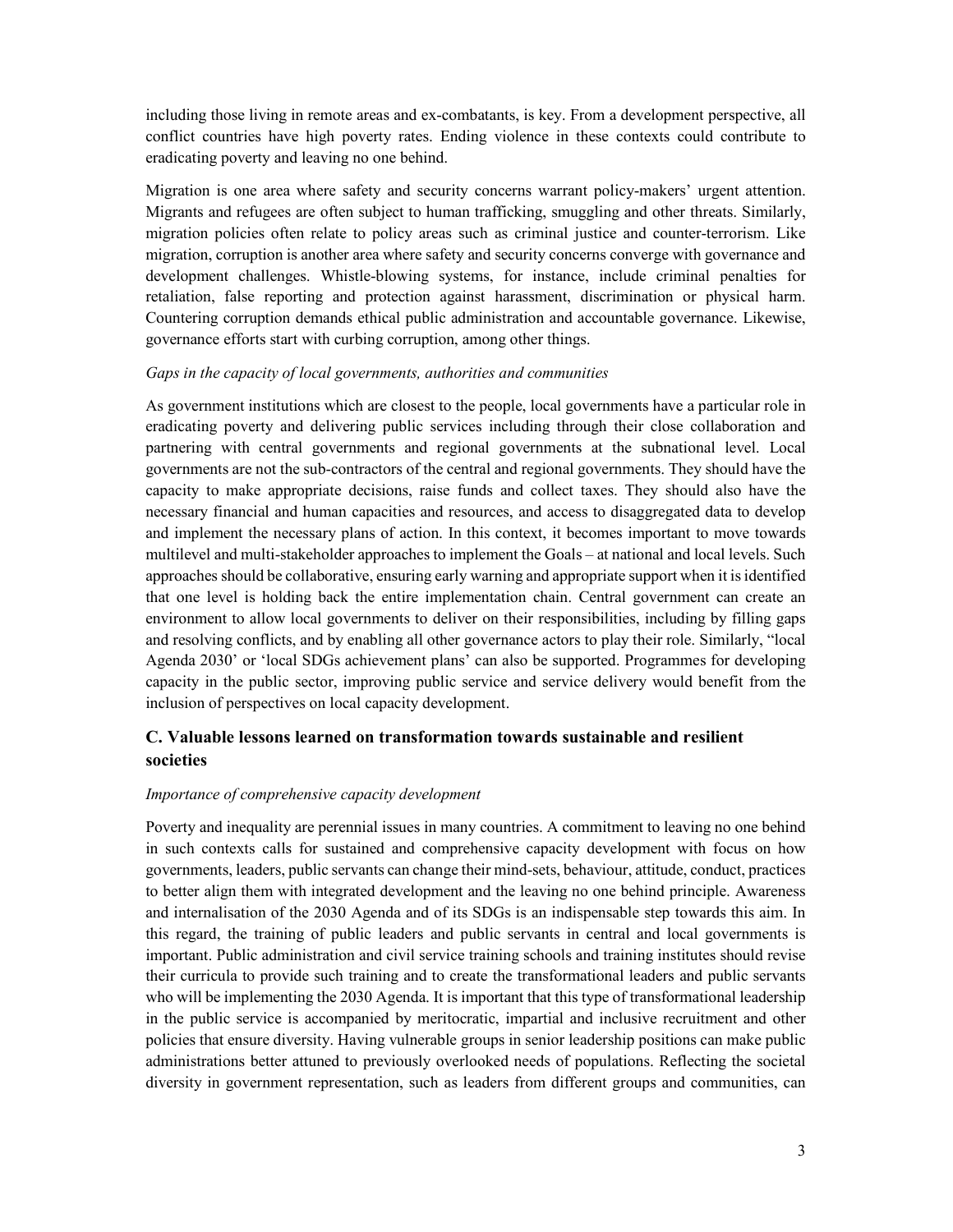including those living in remote areas and ex-combatants, is key. From a development perspective, all conflict countries have high poverty rates. Ending violence in these contexts could contribute to eradicating poverty and leaving no one behind.

Migration is one area where safety and security concerns warrant policy-makers' urgent attention. Migrants and refugees are often subject to human trafficking, smuggling and other threats. Similarly, migration policies often relate to policy areas such as criminal justice and counter-terrorism. Like migration, corruption is another area where safety and security concerns converge with governance and development challenges. Whistle-blowing systems, for instance, include criminal penalties for retaliation, false reporting and protection against harassment, discrimination or physical harm. Countering corruption demands ethical public administration and accountable governance. Likewise, governance efforts start with curbing corruption, among other things.

*Gaps in the capacity of local governments, authorities and communities*

As government institutions which are closest to the people, local governments have a particular role in eradicating poverty and delivering public services including through their close collaboration and partnering with central governments and regional governments at the subnational level. Local governments are not the sub-contractors of the central and regional governments. They should have the capacity to make appropriate decisions, raise funds and collect taxes. They should also have the necessary financial and human capacities and resources, and access to disaggregated data to develop and implement the necessary plans of action. In this context, it becomes important to move towards multilevel and multi-stakeholder approaches to implement the Goals – at national and local levels. Such approaches should be collaborative, ensuring early warning and appropriate support when it is identified that one level is holding back the entire implementation chain. Central government can create an environment to allow local governments to deliver on their responsibilities, including by filling gaps and resolving conflicts, and by enabling all other governance actors to play their role. Similarly, "local Agenda 2030' or 'local SDGs achievement plans' can also be supported. Programmes for developing capacity in the public sector, improving public service and service delivery would benefit from the inclusion of perspectives on local capacity development.

## C. Valuable lessons learned on transformation towards sustainable and resilient societies

*Importance of comprehensive capacity development*

Poverty and inequality are perennial issues in many countries. A commitment to leaving no one behind in such contexts calls for sustained and comprehensive capacity development with focus on how governments, leaders, public servants can change their mind-sets, behaviour, attitude, conduct, practices to better align them with integrated development and the leaving no one behind principle. Awareness and internalisation of the 2030 Agenda and of its SDGs is an indispensable step towards this aim. In this regard, the training of public leaders and public servants in central and local governments is important. Public administration and civil service training schools and training institutes should revise their curricula to provide such training and to create the transformational leaders and public servants who will be implementing the 2030 Agenda. It is important that this type of transformational leadership in the public service is accompanied by meritocratic, impartial and inclusive recruitment and other policies that ensure diversity. Having vulnerable groups in senior leadership positions can make public administrations better attuned to previously overlooked needs of populations. Reflecting the societal diversity in government representation, such as leaders from different groups and communities, can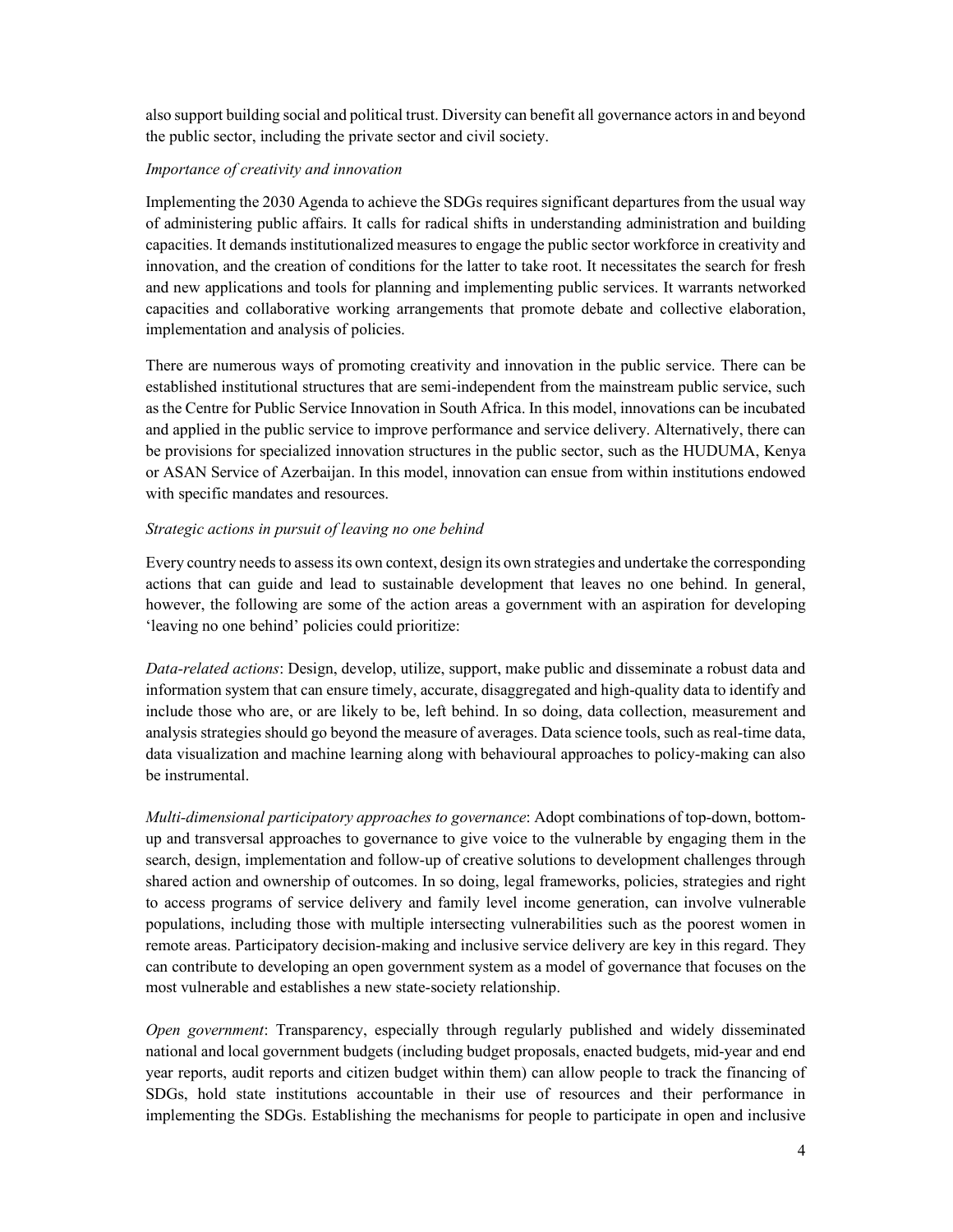also support building social and political trust. Diversity can benefit all governance actors in and beyond the public sector, including the private sector and civil society.

*Importance of creativity and innovation*

Implementing the 2030 Agenda to achieve the SDGs requires significant departures from the usual way of administering public affairs. It calls for radical shifts in understanding administration and building capacities. It demands institutionalized measures to engage the public sector workforce in creativity and innovation, and the creation of conditions for the latter to take root. It necessitates the search for fresh and new applications and tools for planning and implementing public services. It warrants networked capacities and collaborative working arrangements that promote debate and collective elaboration, implementation and analysis of policies.

There are numerous ways of promoting creativity and innovation in the public service. There can be established institutional structures that are semi-independent from the mainstream public service, such as the Centre for Public Service Innovation in South Africa. In this model, innovations can be incubated and applied in the public service to improve performance and service delivery. Alternatively, there can be provisions for specialized innovation structures in the public sector, such as the HUDUMA, Kenya or ASAN Service of Azerbaijan. In this model, innovation can ensue from within institutions endowed with specific mandates and resources.

*Strategic actions in pursuit of leaving no one behind*

Every country needs to assess its own context, design its own strategies and undertake the corresponding actions that can guide and lead to sustainable development that leaves no one behind. In general, however, the following are some of the action areas a government with an aspiration for developing 'leaving no one behind' policies could prioritize:

*Data-related actions*: Design, develop, utilize, support, make public and disseminate a robust data and information system that can ensure timely, accurate, disaggregated and high-quality data to identify and include those who are, or are likely to be, left behind. In so doing, data collection, measurement and analysis strategies should go beyond the measure of averages. Data science tools, such as real-time data, data visualization and machine learning along with behavioural approaches to policy-making can also be instrumental.

*Multi-dimensional participatory approaches to governance*: Adopt combinations of top-down, bottom-up and transversal approaches to governance to give voice to the vulnerable by engaging them in the search, design, implementation and follow-up of creative solutions to development challenges through shared action and ownership of outcomes. In so doing, legal frameworks, policies, strategies and right to access programs of service delivery and family level income generation, can involve vulnerable populations, including those with multiple intersecting vulnerabilities such as the poorest women in remote areas. Participatory decision-making and inclusive service delivery are key in this regard. They can contribute to developing an open government system as a model of governance that focuses on the most vulnerable and establishes a new state-society relationship.

*Open government*: Transparency, especially through regularly published and widely disseminated national and local government budgets (including budget proposals, enacted budgets, mid-year and end year reports, audit reports and citizen budget within them) can allow people to track the financing of SDGs, hold state institutions accountable in their use of resources and their performance in implementing the SDGs. Establishing the mechanisms for people to participate in open and inclusive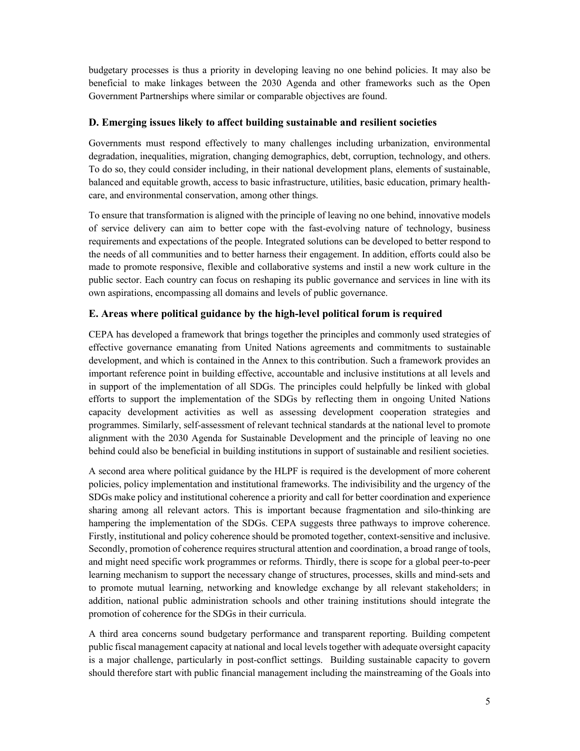budgetary processes is thus a priority in developing leaving no one behind policies. It may also be beneficial to make linkages between the 2030 Agenda and other frameworks such as the Open Government Partnerships where similar or comparable objectives are found.

### D. Emerging issues likely to affect building sustainable and resilient societies

Governments must respond effectively to many challenges including urbanization, environmental degradation, inequalities, migration, changing demographics, debt, corruption, technology, and others. To do so, they could consider including, in their national development plans, elements of sustainable, balanced and equitable growth, access to basic infrastructure, utilities, basic education, primary health-care, and environmental conservation, among other things.

To ensure that transformation is aligned with the principle of leaving no one behind, innovative models of service delivery can aim to better cope with the fast-evolving nature of technology, business requirements and expectations of the people. Integrated solutions can be developed to better respond to the needs of all communities and to better harness their engagement. In addition, efforts could also be made to promote responsive, flexible and collaborative systems and instil a new work culture in the public sector. Each country can focus on reshaping its public governance and services in line with its own aspirations, encompassing all domains and levels of public governance.

### E. Areas where political guidance by the high-level political forum is required

CEPA has developed a framework that brings together the principles and commonly used strategies of effective governance emanating from United Nations agreements and commitments to sustainable development, and which is contained in the Annex to this contribution. Such a framework provides an important reference point in building effective, accountable and inclusive institutions at all levels and in support of the implementation of all SDGs. The principles could helpfully be linked with global efforts to support the implementation of the SDGs by reflecting them in ongoing United Nations capacity development activities as well as assessing development cooperation strategies and programmes. Similarly, self-assessment of relevant technical standards at the national level to promote alignment with the 2030 Agenda for Sustainable Development and the principle of leaving no one behind could also be beneficial in building institutions in support of sustainable and resilient societies.

A second area where political guidance by the HLPF is required is the development of more coherent policies, policy implementation and institutional frameworks. The indivisibility and the urgency of the SDGs make policy and institutional coherence a priority and call for better coordination and experience sharing among all relevant actors. This is important because fragmentation and silo-thinking are hampering the implementation of the SDGs. CEPA suggests three pathways to improve coherence. Firstly, institutional and policy coherence should be promoted together, context-sensitive and inclusive. Secondly, promotion of coherence requires structural attention and coordination, a broad range of tools, and might need specific work programmes or reforms. Thirdly, there is scope for a global peer-to-peer learning mechanism to support the necessary change of structures, processes, skills and mind-sets and to promote mutual learning, networking and knowledge exchange by all relevant stakeholders; in addition, national public administration schools and other training institutions should integrate the promotion of coherence for the SDGs in their curricula.

A third area concerns sound budgetary performance and transparent reporting. Building competent public fiscal management capacity at national and local levels together with adequate oversight capacity is a major challenge, particularly in post-conflict settings. Building sustainable capacity to govern should therefore start with public financial management including the mainstreaming of the Goals into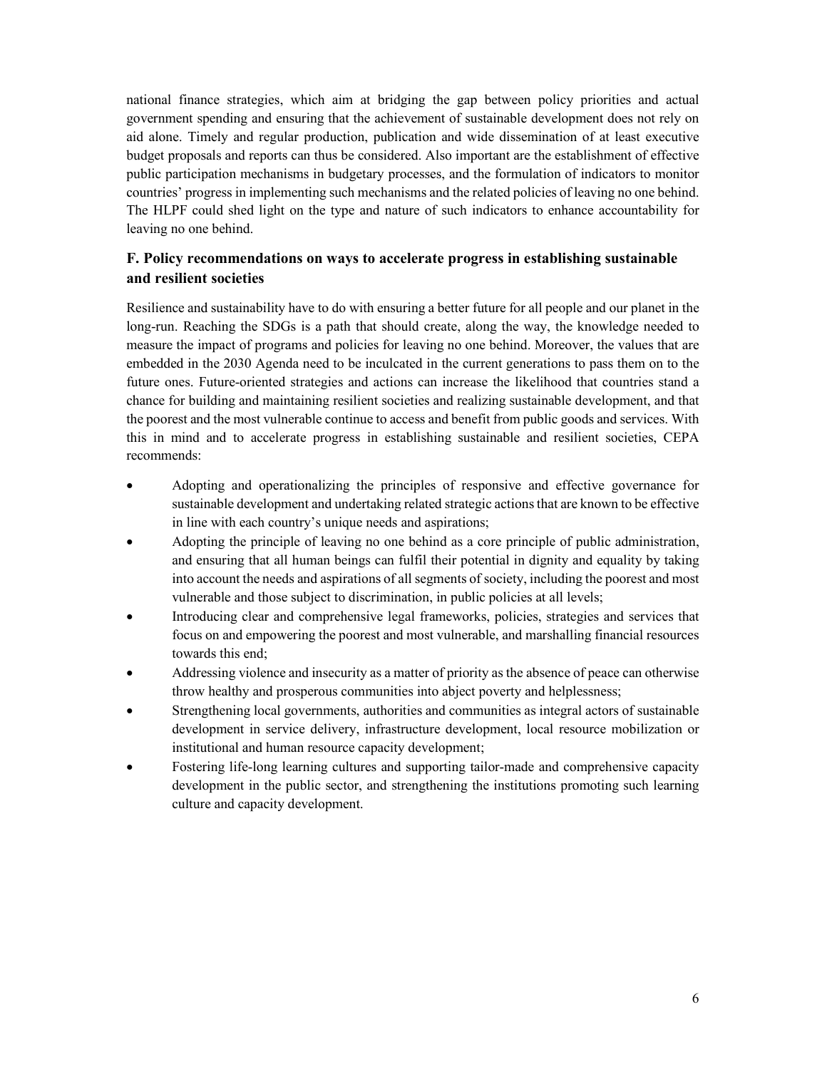national finance strategies, which aim at bridging the gap between policy priorities and actual government spending and ensuring that the achievement of sustainable development does not rely on aid alone. Timely and regular production, publication and wide dissemination of at least executive budget proposals and reports can thus be considered. Also important are the establishment of effective public participation mechanisms in budgetary processes, and the formulation of indicators to monitor countries' progress in implementing such mechanisms and the related policies of leaving no one behind. The HLPF could shed light on the type and nature of such indicators to enhance accountability for leaving no one behind.

## F. Policy recommendations on ways to accelerate progress in establishing sustainable and resilient societies

Resilience and sustainability have to do with ensuring a better future for all people and our planet in the long-run. Reaching the SDGs is a path that should create, along the way, the knowledge needed to measure the impact of programs and policies for leaving no one behind. Moreover, the values that are embedded in the 2030 Agenda need to be inculcated in the current generations to pass them on to the future ones. Future-oriented strategies and actions can increase the likelihood that countries stand a chance for building and maintaining resilient societies and realizing sustainable development, and that the poorest and the most vulnerable continue to access and benefit from public goods and services. With this in mind and to accelerate progress in establishing sustainable and resilient societies, CEPA recommends:

- Adopting and operationalizing the principles of responsive and effective governance for sustainable development and undertaking related strategic actions that are known to be effective in line with each country's unique needs and aspirations;
- Adopting the principle of leaving no one behind as a core principle of public administration, and ensuring that all human beings can fulfil their potential in dignity and equality by taking into account the needs and aspirations of all segments of society, including the poorest and most vulnerable and those subject to discrimination, in public policies at all levels;
- Introducing clear and comprehensive legal frameworks, policies, strategies and services that focus on and empowering the poorest and most vulnerable, and marshalling financial resources towards this end;
- Addressing violence and insecurity as a matter of priority as the absence of peace can otherwise throw healthy and prosperous communities into abject poverty and helplessness;
- Strengthening local governments, authorities and communities as integral actors of sustainable development in service delivery, infrastructure development, local resource mobilization or institutional and human resource capacity development;
- Fostering life-long learning cultures and supporting tailor-made and comprehensive capacity development in the public sector, and strengthening the institutions promoting such learning culture and capacity development.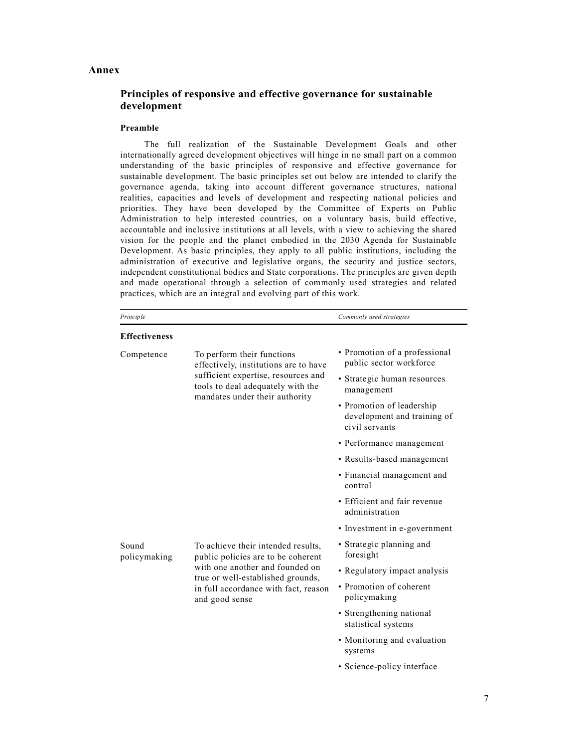## Annex

### Principles of responsive and effective governance for sustainable development

#### Preamble

The full realization of the Sustainable Development Goals and other internationally agreed development objectives will hinge in no small part on a common understanding of the basic principles of responsive and effective governance for sustainable development. The basic principles set out below are intended to clarify the governance agenda, taking into account different governance structures, national realities, capacities and levels of development and respecting national policies and priorities. They have been developed by the Committee of Experts on Public Administration to help interested countries, on a voluntary basis, build effective, accountable and inclusive institutions at all levels, with a view to achieving the shared vision for the people and the planet embodied in the 2030 Agenda for Sustainable Development. As basic principles, they apply to all public institutions, including the administration of executive and legislative organs, the security and justice sectors, independent constitutional bodies and State corporations. The principles are given depth and made operational through a selection of commonly used strategies and related practices, which are an integral and evolving part of this work.

| *Principle* | | *Commonly used strategies* |
|---|---|---|
| **Effectiveness** | | |
| Competence | To perform their functions effectively, institutions are to have sufficient expertise, resources and tools to deal adequately with the mandates under their authority | • Promotion of a professional public sector workforce<br>• Strategic human resources management<br>• Promotion of leadership development and training of civil servants<br>• Performance management<br>• Results-based management<br>• Financial management and control<br>• Efficient and fair revenue administration<br>• Investment in e-government |
| Sound policymaking | To achieve their intended results, public policies are to be coherent with one another and founded on true or well-established grounds, in full accordance with fact, reason and good sense | • Strategic planning and foresight<br>• Regulatory impact analysis<br>• Promotion of coherent policymaking<br>• Strengthening national statistical systems<br>• Monitoring and evaluation systems<br>• Science-policy interface |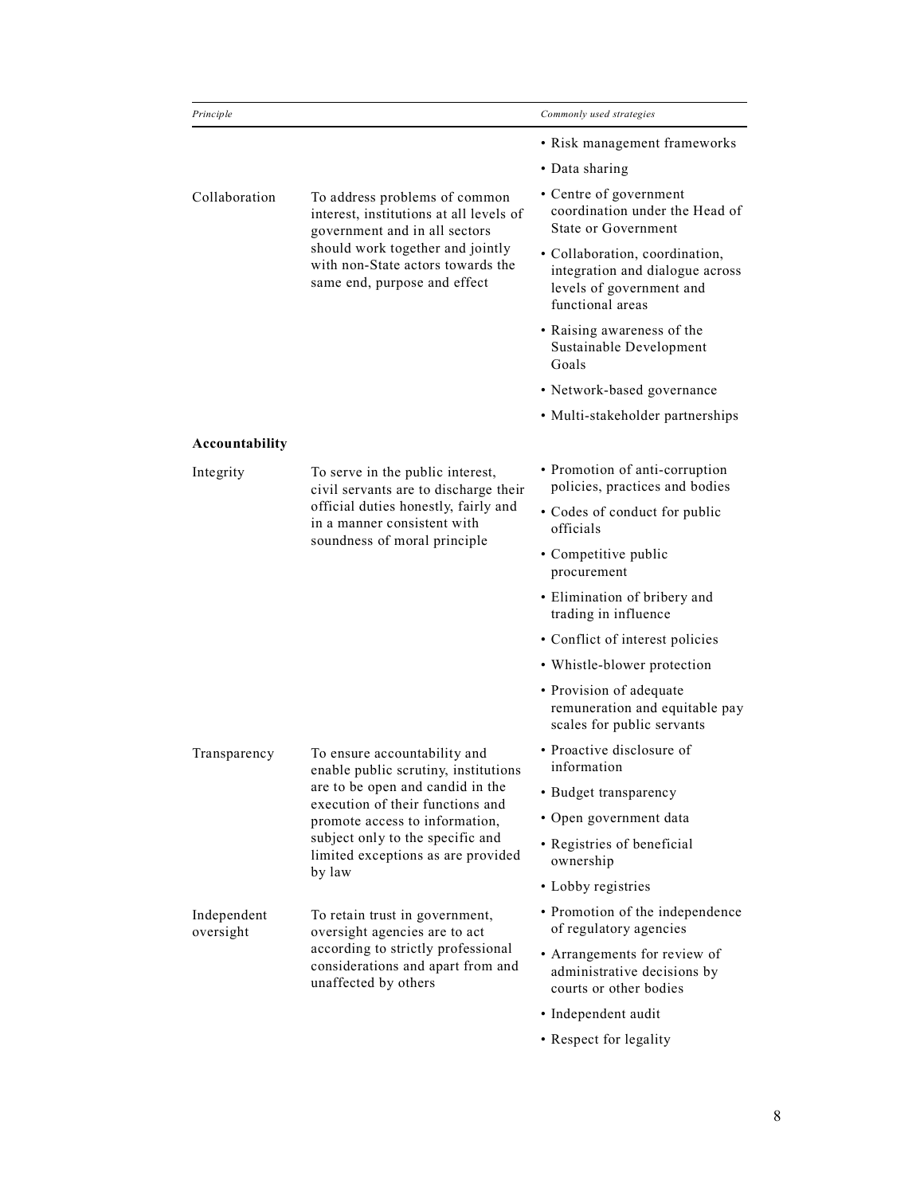| *Principle* | | *Commonly used strategies* |
|---|---|---|
| | | • Risk management frameworks<br>• Data sharing |
| Collaboration | To address problems of common interest, institutions at all levels of government and in all sectors should work together and jointly with non-State actors towards the same end, purpose and effect | • Centre of government coordination under the Head of State or Government<br>• Collaboration, coordination, integration and dialogue across levels of government and functional areas<br>• Raising awareness of the Sustainable Development Goals<br>• Network-based governance<br>• Multi-stakeholder partnerships |
| **Accountability** | | |
| Integrity | To serve in the public interest, civil servants are to discharge their official duties honestly, fairly and in a manner consistent with soundness of moral principle | • Promotion of anti-corruption policies, practices and bodies<br>• Codes of conduct for public officials<br>• Competitive public procurement<br>• Elimination of bribery and trading in influence<br>• Conflict of interest policies<br>• Whistle-blower protection<br>• Provision of adequate remuneration and equitable pay scales for public servants |
| Transparency | To ensure accountability and enable public scrutiny, institutions are to be open and candid in the execution of their functions and promote access to information, subject only to the specific and limited exceptions as are provided by law | • Proactive disclosure of information<br>• Budget transparency<br>• Open government data<br>• Registries of beneficial ownership<br>• Lobby registries |
| Independent oversight | To retain trust in government, oversight agencies are to act according to strictly professional considerations and apart from and unaffected by others | • Promotion of the independence of regulatory agencies<br>• Arrangements for review of administrative decisions by courts or other bodies<br>• Independent audit<br>• Respect for legality |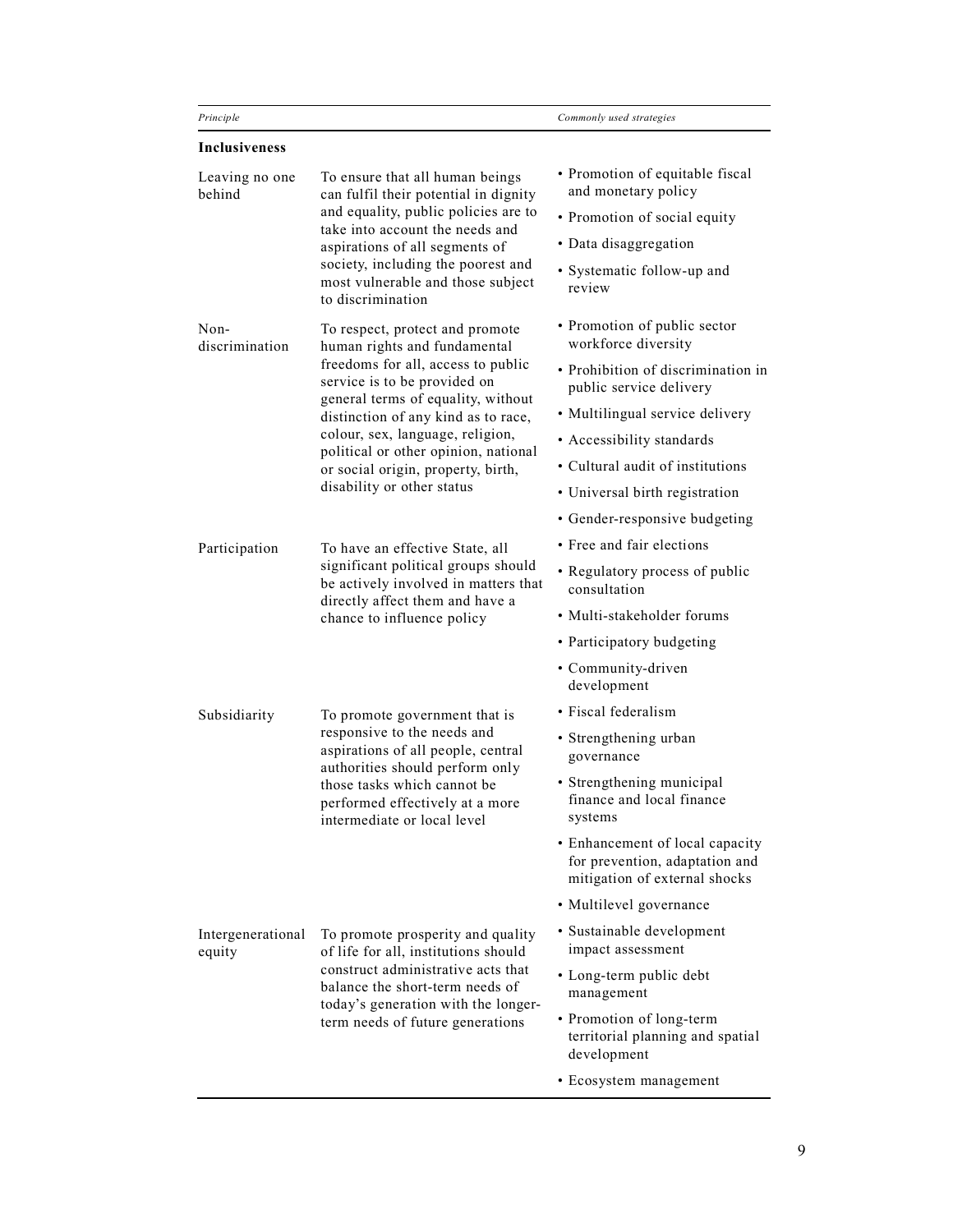| *Principle* | | *Commonly used strategies* |
|---|---|---|
| **Inclusiveness** | | |
| Leaving no one behind | To ensure that all human beings can fulfil their potential in dignity and equality, public policies are to take into account the needs and aspirations of all segments of society, including the poorest and most vulnerable and those subject to discrimination | • Promotion of equitable fiscal and monetary policy<br>• Promotion of social equity<br>• Data disaggregation<br>• Systematic follow-up and review |
| Non-discrimination | To respect, protect and promote human rights and fundamental freedoms for all, access to public service is to be provided on general terms of equality, without distinction of any kind as to race, colour, sex, language, religion, political or other opinion, national or social origin, property, birth, disability or other status | • Promotion of public sector workforce diversity<br>• Prohibition of discrimination in public service delivery<br>• Multilingual service delivery<br>• Accessibility standards<br>• Cultural audit of institutions<br>• Universal birth registration<br>• Gender-responsive budgeting |
| Participation | To have an effective State, all significant political groups should be actively involved in matters that directly affect them and have a chance to influence policy | • Free and fair elections<br>• Regulatory process of public consultation<br>• Multi-stakeholder forums<br>• Participatory budgeting<br>• Community-driven development |
| Subsidiarity | To promote government that is responsive to the needs and aspirations of all people, central authorities should perform only those tasks which cannot be performed effectively at a more intermediate or local level | • Fiscal federalism<br>• Strengthening urban governance<br>• Strengthening municipal finance and local finance systems<br>• Enhancement of local capacity for prevention, adaptation and mitigation of external shocks<br>• Multilevel governance |
| Intergenerational equity | To promote prosperity and quality of life for all, institutions should construct administrative acts that balance the short-term needs of today's generation with the longer-term needs of future generations | • Sustainable development impact assessment<br>• Long-term public debt management<br>• Promotion of long-term territorial planning and spatial development<br>• Ecosystem management |